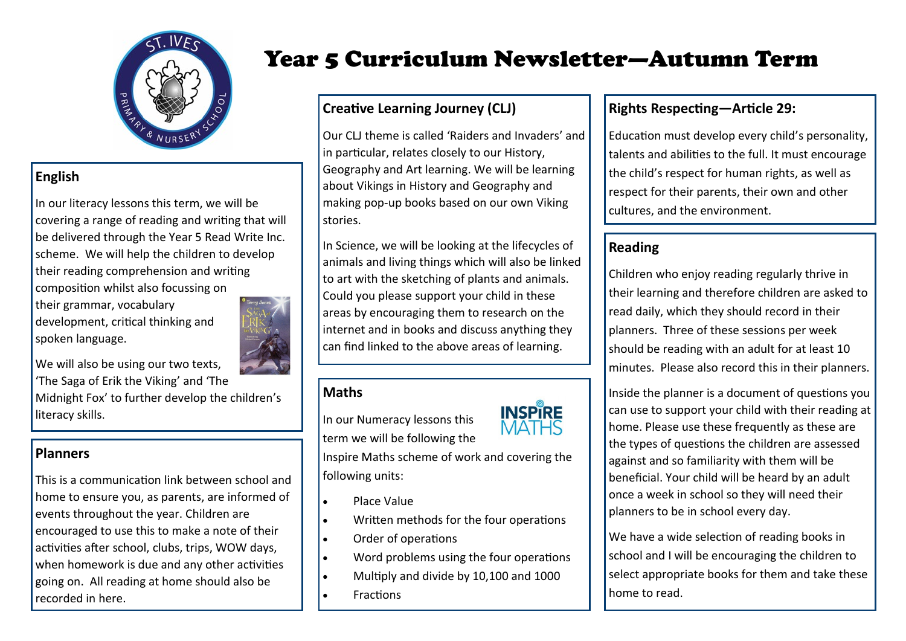# Year 5 Curriculum Newsletter—Autumn Term

## English

In our literacy lessons this term, we will be covering a range of reading and writing that will be delivered through the Year 5 Read Write Inc. scheme. We will help the children to develop their reading comprehension and writing composition whilst also focussing on their grammar, vocabulary development, critical thinking and spoken language.

We will also be using our two texts, 'The Saga of Erik the Viking' and 'The Midnight Fox' to further develop the children's literacy skills.

## Planners

This is a communication link between school and home to ensure you, as parents, are informed of events throughout the year. Children are encouraged to use this to make a note of their activities after school, clubs, trips, WOW days, when homework is due and any other activities going on. All reading at home should also be recorded in here.

## Creative Learning Journey (CLJ)

Our CLJ theme is called 'Raiders and Invaders' and in particular, relates closely to our History, Geography and Art learning. We will be learning about Vikings in History and Geography and making pop-up books based on our own Viking stories.

In Science, we will be looking at the lifecycles of animals and living things which will also be linked to art with the sketching of plants and animals. Could you please support your child in these areas by encouraging them to research on the internet and in books and discuss anything they can find linked to the above areas of learning.

## Maths

In our Numeracy lessons this term we will be following the Inspire Maths scheme of work and covering the following units:

- Place Value
- Written methods for the four operations
- Order of operations
- Word problems using the four operations
- Multiply and divide by 10,100 and 1000
- Fractions

## Rights Respecting—Article 29:

Education must develop every child's personality, talents and abilities to the full. It must encourage the child's respect for human rights, as well as respect for their parents, their own and other cultures, and the environment.

## Reading

Children who enjoy reading regularly thrive in their learning and therefore children are asked to read daily, which they should record in their planners. Three of these sessions per week should be reading with an adult for at least 10 minutes. Please also record this in their planners.

Inside the planner is a document of questions you can use to support your child with their reading at home. Please use these frequently as these are the types of questions the children are assessed against and so familiarity with them will be beneficial. Your child will be heard by an adult once a week in school so they will need their planners to be in school every day.

We have a wide selection of reading books in school and I will be encouraging the children to select appropriate books for them and take these home to read.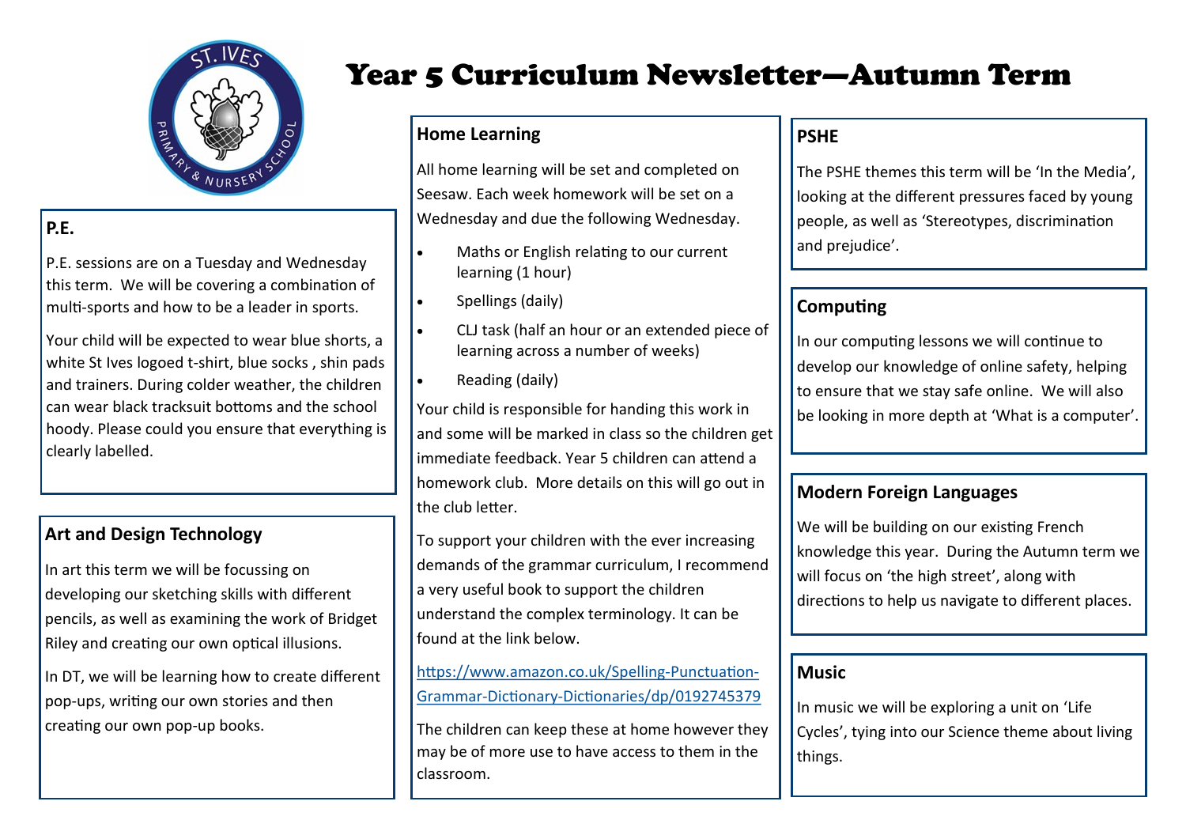# Year 5 Curriculum Newsletter—Autumn Term

## P.E.

P.E. sessions are on a Tuesday and Wednesday this term. We will be covering a combination of multi-sports and how to be a leader in sports.

Your child will be expected to wear blue shorts, a white St Ives logoed t-shirt, blue socks , shin pads and trainers. During colder weather, the children can wear black tracksuit bottoms and the school hoody. Please could you ensure that everything is clearly labelled.

## Art and Design Technology

In art this term we will be focussing on developing our sketching skills with different pencils, as well as examining the work of Bridget Riley and creating our own optical illusions.

In DT, we will be learning how to create different pop-ups, writing our own stories and then creating our own pop-up books.

## Home Learning

All home learning will be set and completed on Seesaw. Each week homework will be set on a Wednesday and due the following Wednesday.

- Maths or English relating to our current learning (1 hour)
- Spellings (daily)
- CLJ task (half an hour or an extended piece of learning across a number of weeks)
- Reading (daily)

Your child is responsible for handing this work in and some will be marked in class so the children get immediate feedback. Year 5 children can attend a homework club. More details on this will go out in the club letter.

To support your children with the ever increasing demands of the grammar curriculum, I recommend a very useful book to support the children understand the complex terminology. It can be found at the link below.

https://www.amazon.co.uk/Spelling-Punctuation-Grammar-Dictionary-Dictionaries/dp/0192745379

The children can keep these at home however they may be of more use to have access to them in the classroom.

## PSHE

The PSHE themes this term will be 'In the Media', looking at the different pressures faced by young people, as well as 'Stereotypes, discrimination and prejudice'.

## Computing

In our computing lessons we will continue to develop our knowledge of online safety, helping to ensure that we stay safe online. We will also be looking in more depth at 'What is a computer'.

## Modern Foreign Languages

We will be building on our existing French knowledge this year. During the Autumn term we will focus on 'the high street', along with directions to help us navigate to different places.

## Music

In music we will be exploring a unit on 'Life Cycles', tying into our Science theme about living things.